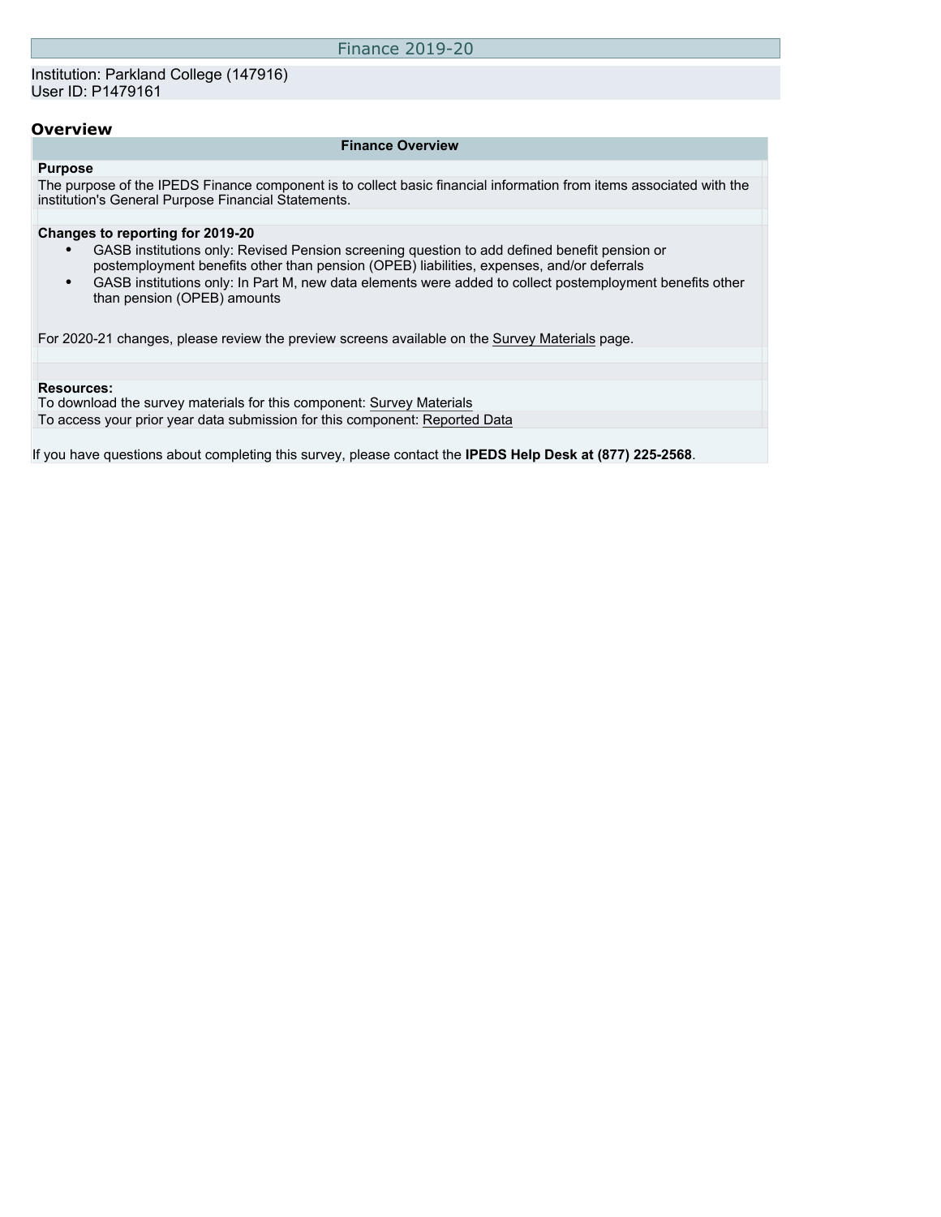# Finance 2019-20

Institution: Parkland College (147916)
User ID: P1479161

## Overview

### Finance Overview

**Purpose**

The purpose of the IPEDS Finance component is to collect basic financial information from items associated with the institution's General Purpose Financial Statements.

**Changes to reporting for 2019-20**

- GASB institutions only: Revised Pension screening question to add defined benefit pension or postemployment benefits other than pension (OPEB) liabilities, expenses, and/or deferrals
- GASB institutions only: In Part M, new data elements were added to collect postemployment benefits other than pension (OPEB) amounts

For 2020-21 changes, please review the preview screens available on the Survey Materials page.

**Resources:**

To download the survey materials for this component: Survey Materials

To access your prior year data submission for this component: Reported Data

If you have questions about completing this survey, please contact the **IPEDS Help Desk at (877) 225-2568**.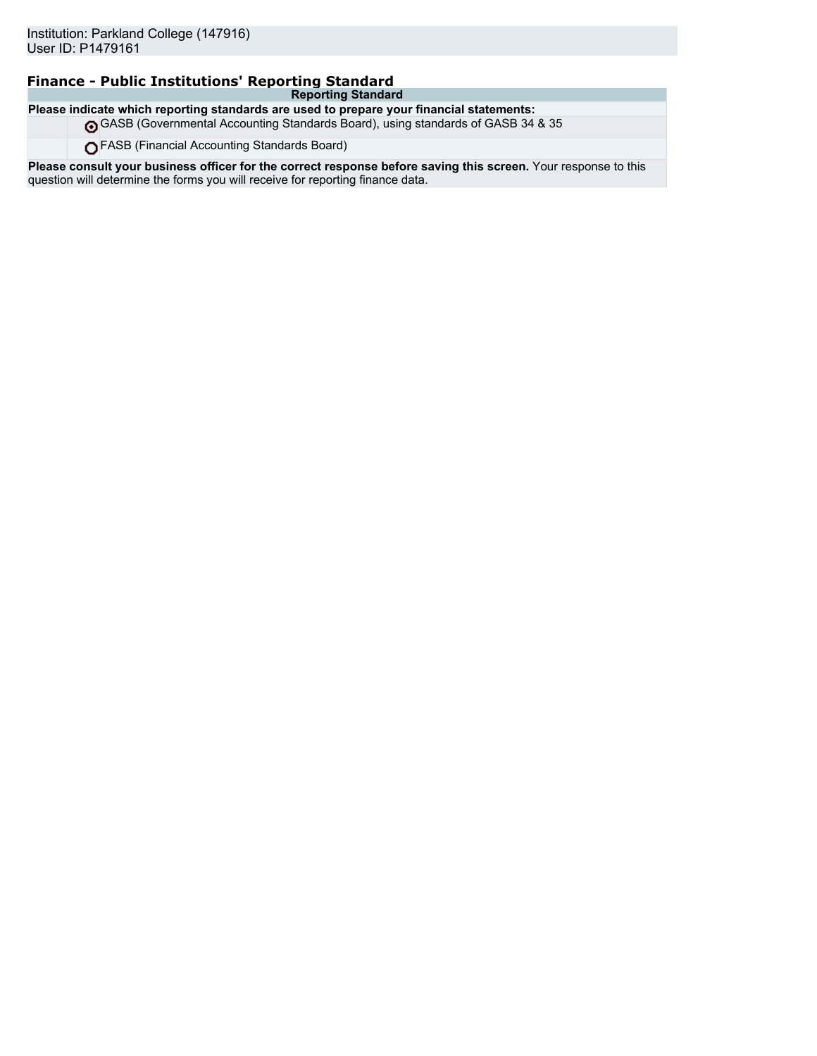Institution: Parkland College (147916)
User ID: P1479161

## Finance - Public Institutions' Reporting Standard

| Reporting Standard | |
| --- | --- |
| **Please indicate which reporting standards are used to prepare your financial statements:** | |
| ◉ | GASB (Governmental Accounting Standards Board), using standards of GASB 34 & 35 |
| ○ | FASB (Financial Accounting Standards Board) |
| **Please consult your business officer for the correct response before saving this screen.** Your response to this question will determine the forms you will receive for reporting finance data. | |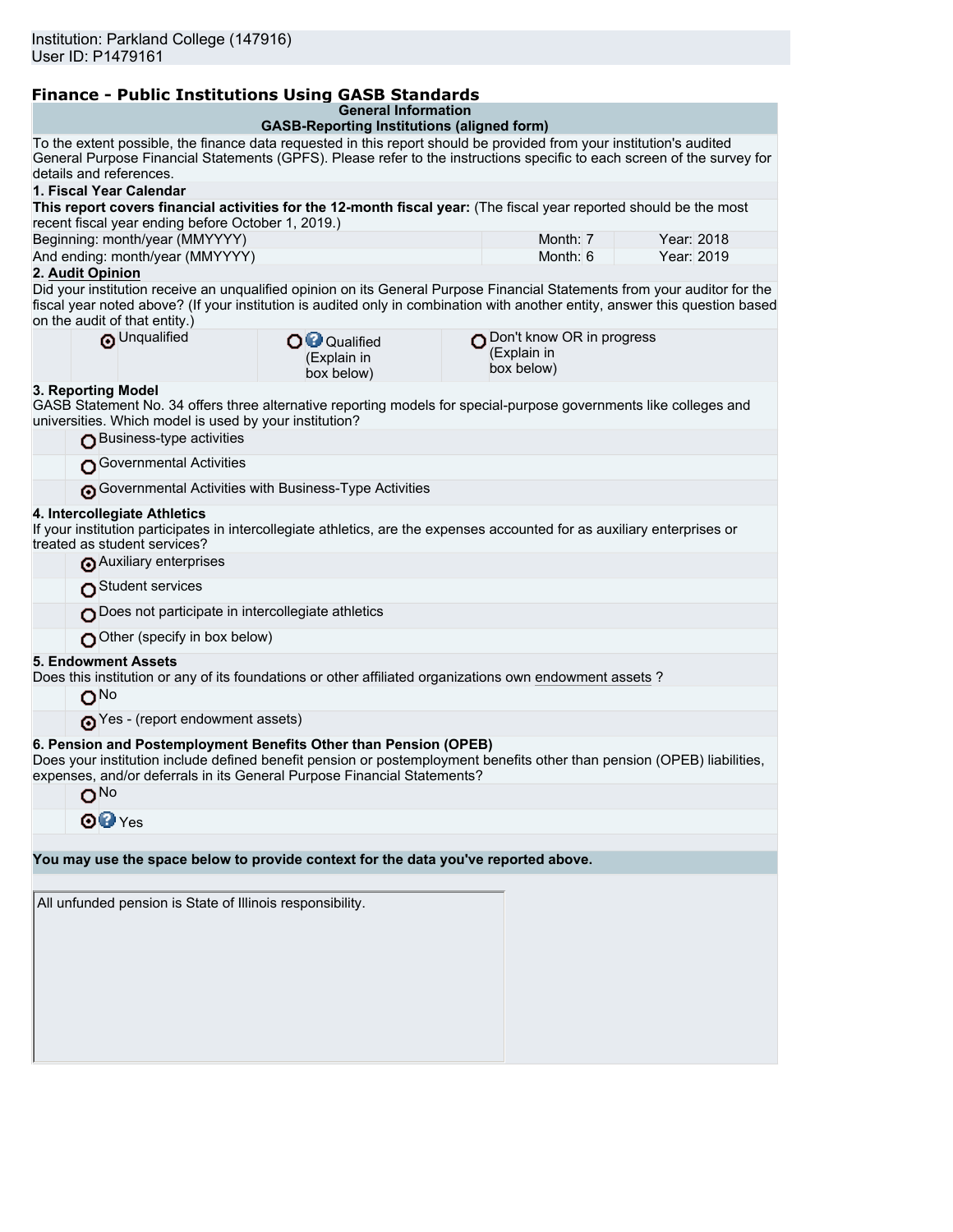Institution: Parkland College (147916)
User ID: P1479161

## Finance - Public Institutions Using GASB Standards

### General Information
### GASB-Reporting Institutions (aligned form)

To the extent possible, the finance data requested in this report should be provided from your institution's audited General Purpose Financial Statements (GPFS). Please refer to the instructions specific to each screen of the survey for details and references.

**1. Fiscal Year Calendar**

**This report covers financial activities for the 12-month fiscal year:** (The fiscal year reported should be the most recent fiscal year ending before October 1, 2019.)

| | Month | Year |
|---|---|---|
| Beginning: month/year (MMYYYY) | Month: 7 | Year: 2018 |
| And ending: month/year (MMYYYY) | Month: 6 | Year: 2019 |

**2. Audit Opinion**

Did your institution receive an unqualified opinion on its General Purpose Financial Statements from your auditor for the fiscal year noted above? (If your institution is audited only in combination with another entity, answer this question based on the audit of that entity.)

- (●) Unqualified
- ( ) Qualified (Explain in box below)
- ( ) Don't know OR in progress (Explain in box below)

**3. Reporting Model**

GASB Statement No. 34 offers three alternative reporting models for special-purpose governments like colleges and universities. Which model is used by your institution?

- ( ) Business-type activities
- ( ) Governmental Activities
- (●) Governmental Activities with Business-Type Activities

**4. Intercollegiate Athletics**

If your institution participates in intercollegiate athletics, are the expenses accounted for as auxiliary enterprises or treated as student services?

- (●) Auxiliary enterprises
- ( ) Student services
- ( ) Does not participate in intercollegiate athletics
- ( ) Other (specify in box below)

**5. Endowment Assets**

Does this institution or any of its foundations or other affiliated organizations own endowment assets ?

- ( ) No
- (●) Yes - (report endowment assets)

**6. Pension and Postemployment Benefits Other than Pension (OPEB)**

Does your institution include defined benefit pension or postemployment benefits other than pension (OPEB) liabilities, expenses, and/or deferrals in its General Purpose Financial Statements?

- ( ) No
- (●) Yes

**You may use the space below to provide context for the data you've reported above.**

All unfunded pension is State of Illinois responsibility.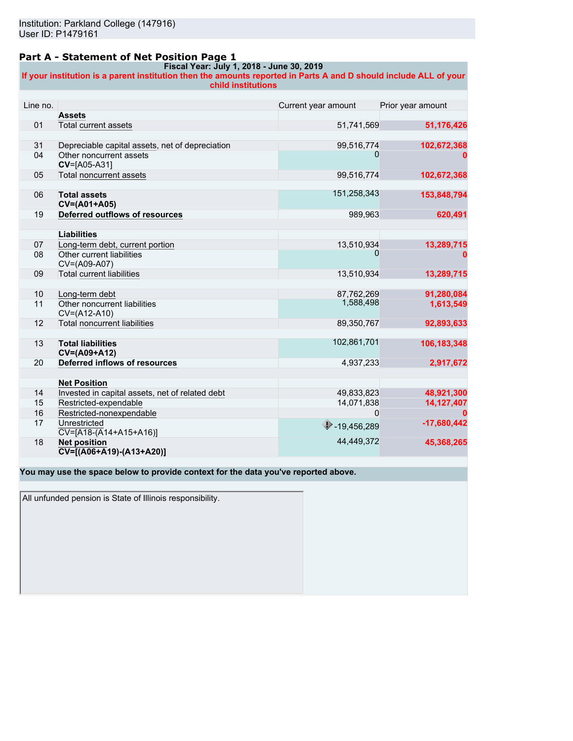Institution: Parkland College (147916)
User ID: P1479161

## Part A - Statement of Net Position Page 1

**Fiscal Year: July 1, 2018 - June 30, 2019**

**If your institution is a parent institution then the amounts reported in Parts A and D should include ALL of your child institutions**

| Line no. | | Current year amount | Prior year amount |
|---|---|---|---|
| | **Assets** | | |
| 01 | Total current assets | 51,741,569 | 51,176,426 |
| | | | |
| 31 | Depreciable capital assets, net of depreciation | 99,516,774 | 102,672,368 |
| 04 | Other noncurrent assets **CV**=[A05-A31] | 0 | 0 |
| 05 | Total noncurrent assets | 99,516,774 | 102,672,368 |
| | | | |
| 06 | **Total assets CV=(A01+A05)** | 151,258,343 | 153,848,794 |
| 19 | **Deferred outflows of resources** | 989,963 | 620,491 |
| | | | |
| | **Liabilities** | | |
| 07 | Long-term debt, current portion | 13,510,934 | 13,289,715 |
| 08 | Other current liabilities CV=(A09-A07) | 0 | 0 |
| 09 | Total current liabilities | 13,510,934 | 13,289,715 |
| | | | |
| 10 | Long-term debt | 87,762,269 | 91,280,084 |
| 11 | Other noncurrent liabilities CV=(A12-A10) | 1,588,498 | 1,613,549 |
| 12 | Total noncurrent liabilities | 89,350,767 | 92,893,633 |
| | | | |
| 13 | **Total liabilities CV=(A09+A12)** | 102,861,701 | 106,183,348 |
| 20 | **Deferred inflows of resources** | 4,937,233 | 2,917,672 |
| | | | |
| | **Net Position** | | |
| 14 | Invested in capital assets, net of related debt | 49,833,823 | 48,921,300 |
| 15 | Restricted-expendable | 14,071,838 | 14,127,407 |
| 16 | Restricted-nonexpendable | 0 | 0 |
| 17 | Unrestricted CV=[A18-(A14+A15+A16)] | -19,456,289 | -17,680,442 |
| 18 | **Net position CV=[(A06+A19)-(A13+A20)]** | 44,449,372 | 45,368,265 |

**You may use the space below to provide context for the data you've reported above.**

All unfunded pension is State of Illinois responsibility.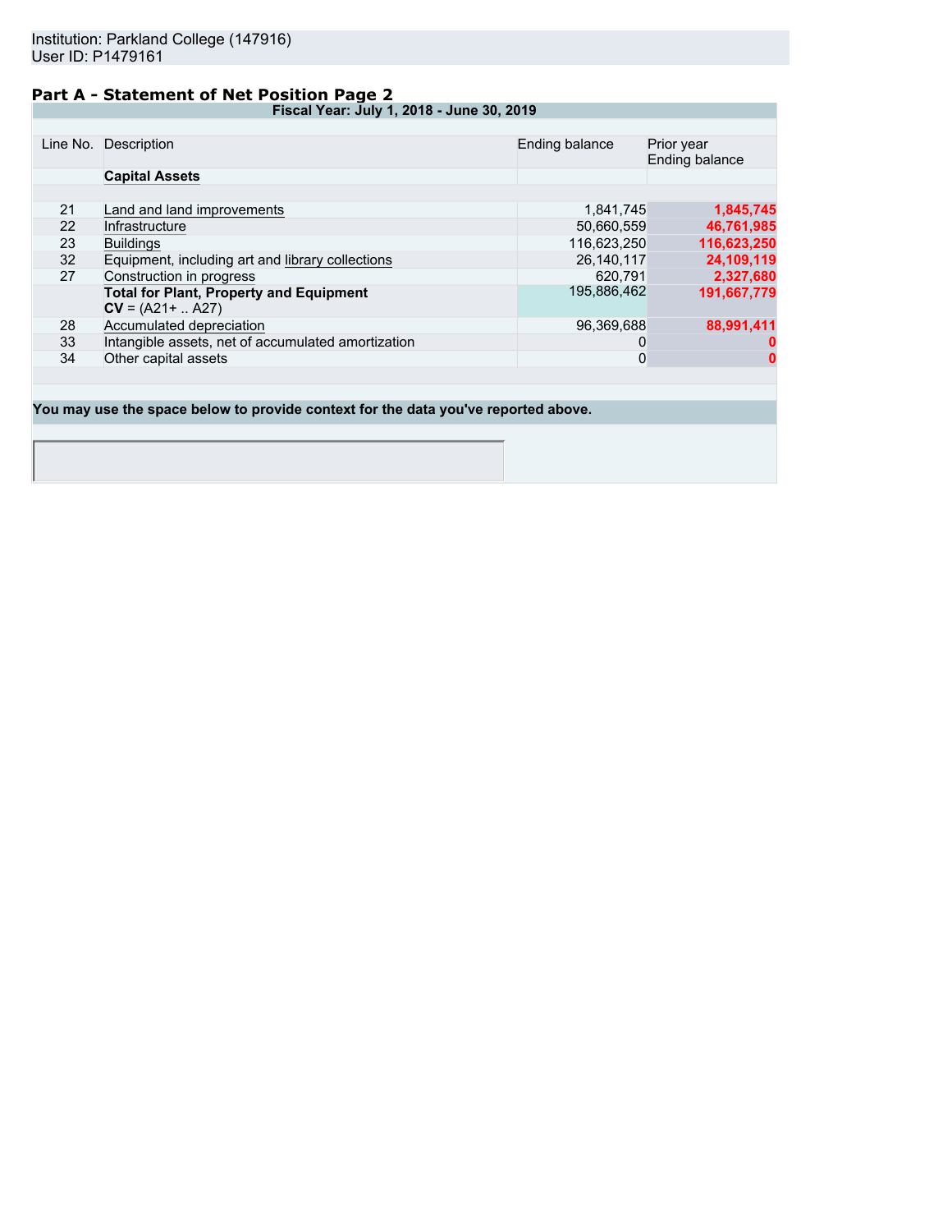Institution: Parkland College (147916)
User ID: P1479161

## Part A - Statement of Net Position Page 2

**Fiscal Year: July 1, 2018 - June 30, 2019**

| Line No. | Description | Ending balance | Prior year Ending balance |
|---|---|---|---|
| | **Capital Assets** | | |
| 21 | Land and land improvements | 1,841,745 | **1,845,745** |
| 22 | Infrastructure | 50,660,559 | **46,761,985** |
| 23 | Buildings | 116,623,250 | **116,623,250** |
| 32 | Equipment, including art and library collections | 26,140,117 | **24,109,119** |
| 27 | Construction in progress | 620,791 | **2,327,680** |
| | **Total for Plant, Property and Equipment** **CV** = (A21+ .. A27) | 195,886,462 | **191,667,779** |
| 28 | Accumulated depreciation | 96,369,688 | **88,991,411** |
| 33 | Intangible assets, net of accumulated amortization | 0 | **0** |
| 34 | Other capital assets | 0 | **0** |

**You may use the space below to provide context for the data you've reported above.**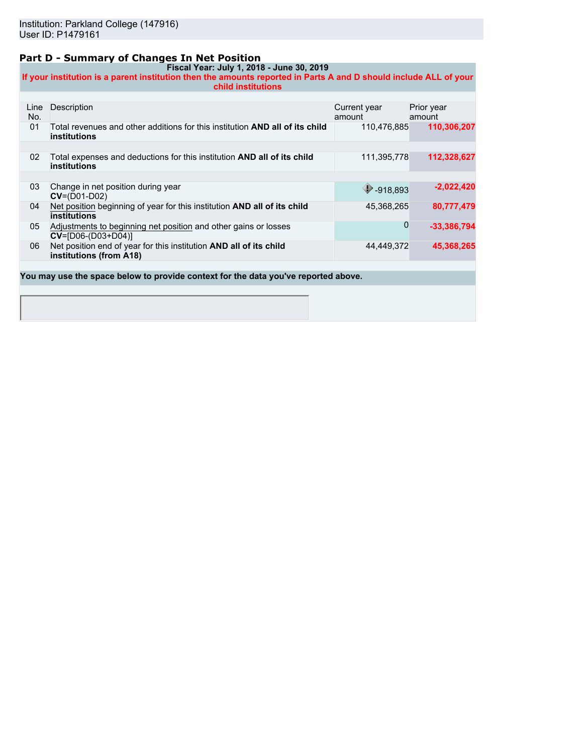Institution: Parkland College (147916)
User ID: P1479161

## Part D - Summary of Changes In Net Position

**Fiscal Year: July 1, 2018 - June 30, 2019**

**If your institution is a parent institution then the amounts reported in Parts A and D should include ALL of your child institutions**

| Line No. | Description | Current year amount | Prior year amount |
|---|---|---|---|
| 01 | Total revenues and other additions for this institution **AND all of its child institutions** | 110,476,885 | **110,306,207** |
| 02 | Total expenses and deductions for this institution **AND all of its child institutions** | 111,395,778 | **112,328,627** |
| 03 | Change in net position during year **CV**=(D01-D02) | -918,893 | **-2,022,420** |
| 04 | Net position beginning of year for this institution **AND all of its child institutions** | 45,368,265 | **80,777,479** |
| 05 | Adjustments to beginning net position and other gains or losses **CV**=[D06-(D03+D04)] | 0 | **-33,386,794** |
| 06 | Net position end of year for this institution **AND all of its child institutions (from A18)** | 44,449,372 | **45,368,265** |

**You may use the space below to provide context for the data you've reported above.**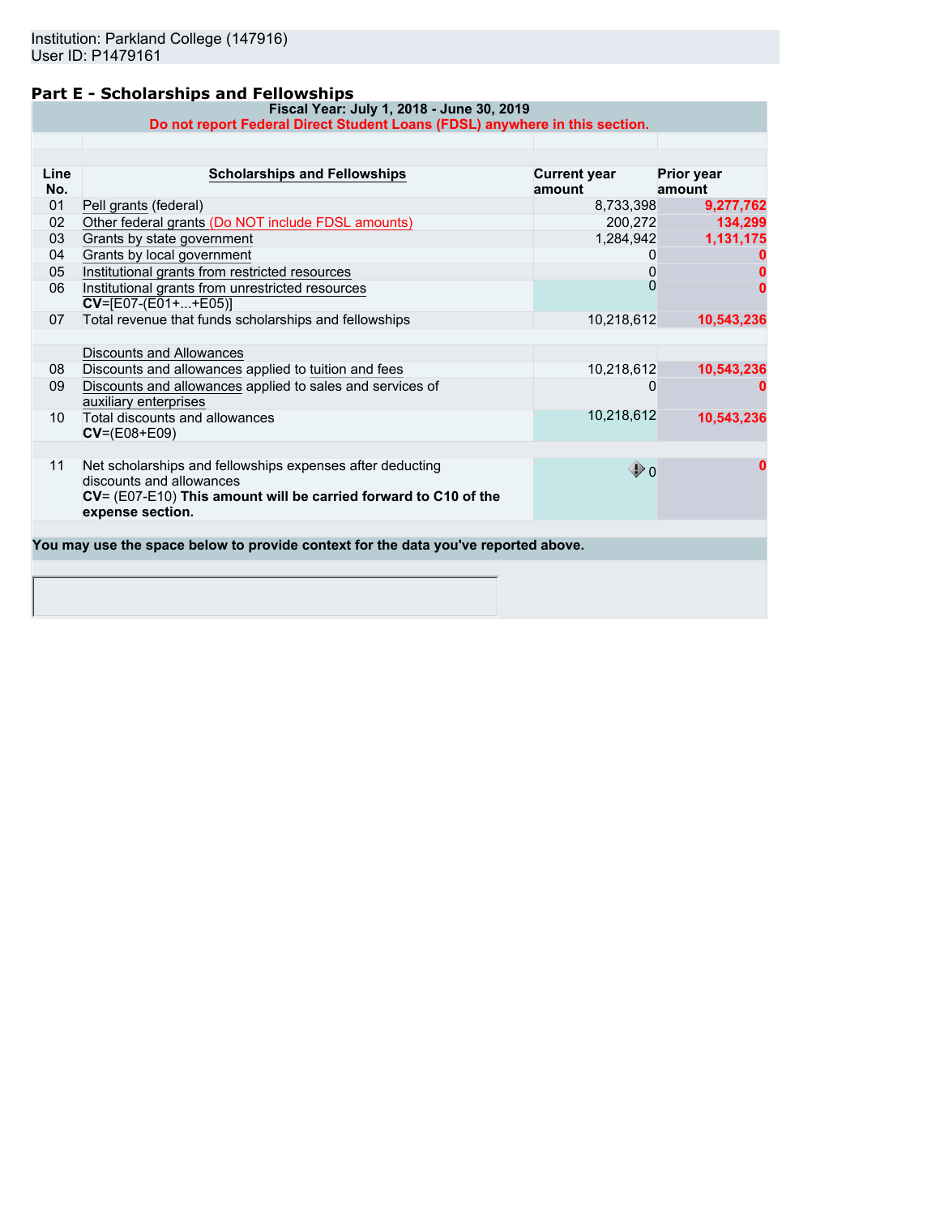Institution: Parkland College (147916)
User ID: P1479161

## Part E - Scholarships and Fellowships

**Fiscal Year: July 1, 2018 - June 30, 2019**

**Do not report Federal Direct Student Loans (FDSL) anywhere in this section.**

| Line No. | Scholarships and Fellowships | Current year amount | Prior year amount |
|---|---|---|---|
| 01 | Pell grants (federal) | 8,733,398 | 9,277,762 |
| 02 | Other federal grants (Do NOT include FDSL amounts) | 200,272 | 134,299 |
| 03 | Grants by state government | 1,284,942 | 1,131,175 |
| 04 | Grants by local government | 0 | 0 |
| 05 | Institutional grants from restricted resources | 0 | 0 |
| 06 | Institutional grants from unrestricted resources **CV**=[E07-(E01+...+E05)] | 0 | 0 |
| 07 | Total revenue that funds scholarships and fellowships | 10,218,612 | 10,543,236 |
| | Discounts and Allowances | | |
| 08 | Discounts and allowances applied to tuition and fees | 10,218,612 | 10,543,236 |
| 09 | Discounts and allowances applied to sales and services of auxiliary enterprises | 0 | 0 |
| 10 | Total discounts and allowances **CV**=(E08+E09) | 10,218,612 | 10,543,236 |
| 11 | Net scholarships and fellowships expenses after deducting discounts and allowances **CV**= (E07-E10) **This amount will be carried forward to C10 of the expense section.** | 0 | 0 |

**You may use the space below to provide context for the data you've reported above.**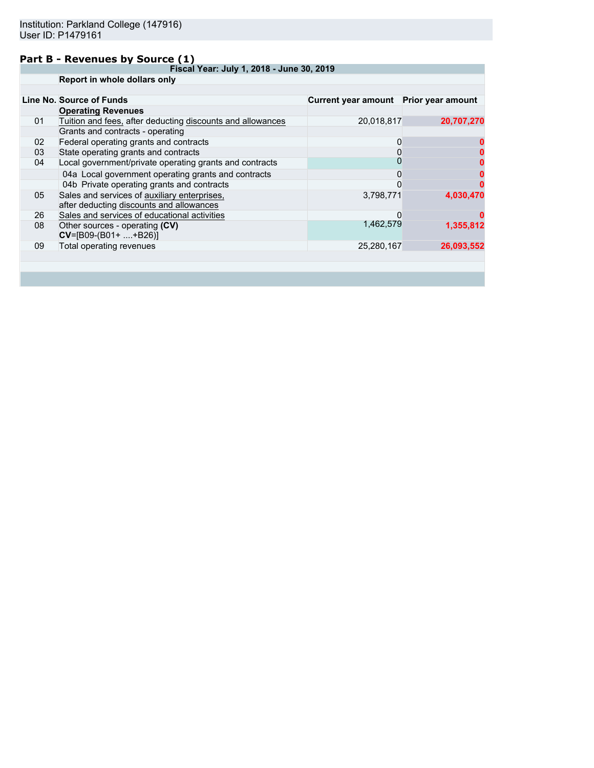Institution: Parkland College (147916)
User ID: P1479161

## Part B - Revenues by Source (1)

| Line No. | Source of Funds | Current year amount | Prior year amount |
|---|---|---|---|
| | **Fiscal Year: July 1, 2018 - June 30, 2019** | | |
| | **Report in whole dollars only** | | |
| | **Operating Revenues** | | |
| 01 | Tuition and fees, after deducting discounts and allowances | 20,018,817 | 20,707,270 |
| | Grants and contracts - operating | | |
| 02 | Federal operating grants and contracts | 0 | 0 |
| 03 | State operating grants and contracts | 0 | 0 |
| 04 | Local government/private operating grants and contracts | 0 | 0 |
| | 04a Local government operating grants and contracts | 0 | 0 |
| | 04b Private operating grants and contracts | 0 | 0 |
| 05 | Sales and services of auxiliary enterprises, after deducting discounts and allowances | 3,798,771 | 4,030,470 |
| 26 | Sales and services of educational activities | 0 | 0 |
| 08 | Other sources - operating **(CV)** **CV**=[B09-(B01+ ....+B26)] | 1,462,579 | 1,355,812 |
| 09 | Total operating revenues | 25,280,167 | 26,093,552 |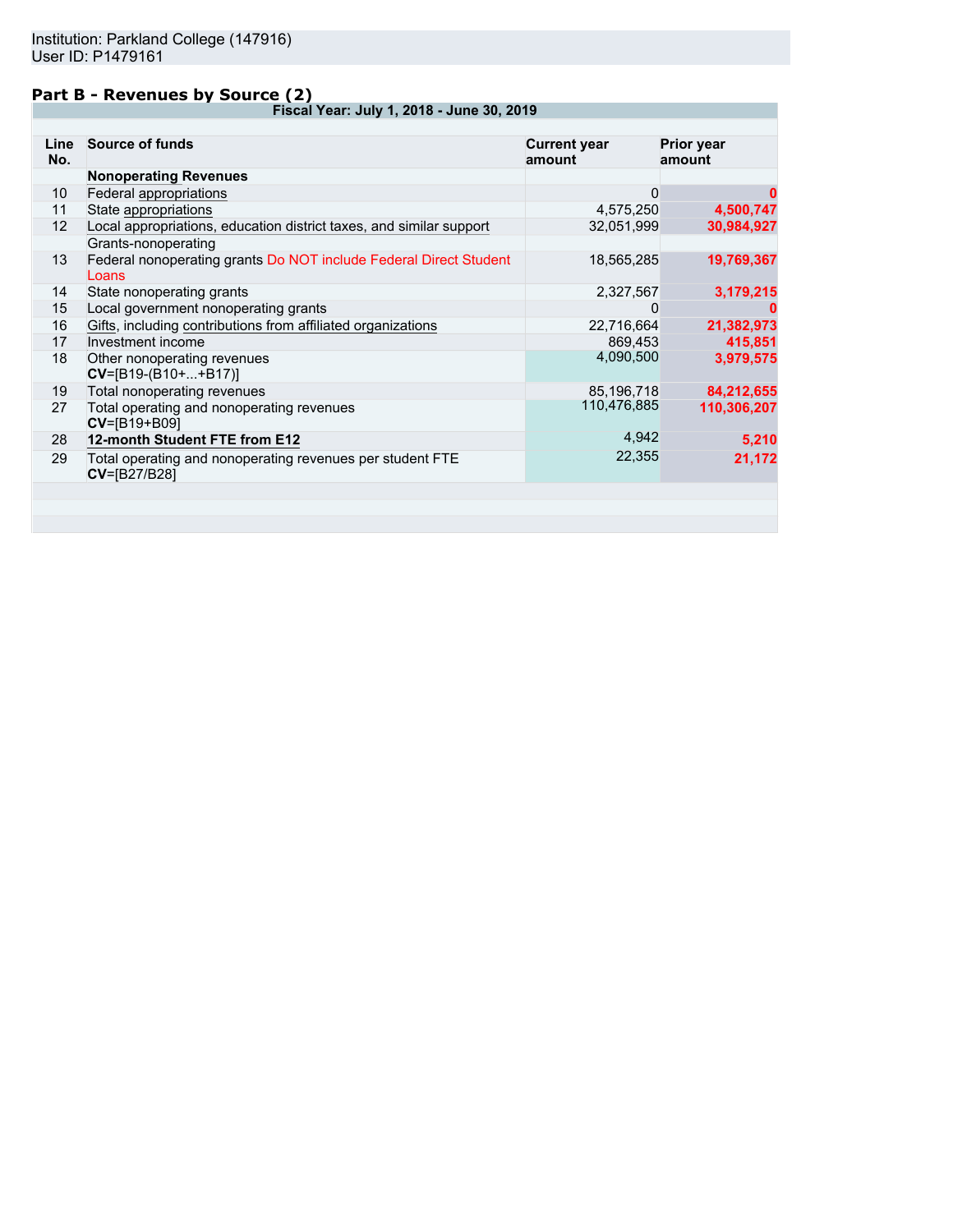Institution: Parkland College (147916)
User ID: P1479161

## Part B - Revenues by Source (2)

| Fiscal Year: July 1, 2018 - June 30, 2019 | | | |
|---|---|---|---|
| **Line No.** | **Source of funds** | **Current year amount** | **Prior year amount** |
| | **Nonoperating Revenues** | | |
| 10 | Federal appropriations | 0 | **0** |
| 11 | State appropriations | 4,575,250 | **4,500,747** |
| 12 | Local appropriations, education district taxes, and similar support | 32,051,999 | **30,984,927** |
| | Grants-nonoperating | | |
| 13 | Federal nonoperating grants Do NOT include Federal Direct Student Loans | 18,565,285 | **19,769,367** |
| 14 | State nonoperating grants | 2,327,567 | **3,179,215** |
| 15 | Local government nonoperating grants | 0 | **0** |
| 16 | Gifts, including contributions from affiliated organizations | 22,716,664 | **21,382,973** |
| 17 | Investment income | 869,453 | **415,851** |
| 18 | Other nonoperating revenues **CV**=[B19-(B10+...+B17)] | 4,090,500 | **3,979,575** |
| 19 | Total nonoperating revenues | 85,196,718 | **84,212,655** |
| 27 | Total operating and nonoperating revenues **CV**=[B19+B09] | 110,476,885 | **110,306,207** |
| 28 | **12-month Student FTE from E12** | 4,942 | **5,210** |
| 29 | Total operating and nonoperating revenues per student FTE **CV**=[B27/B28] | 22,355 | **21,172** |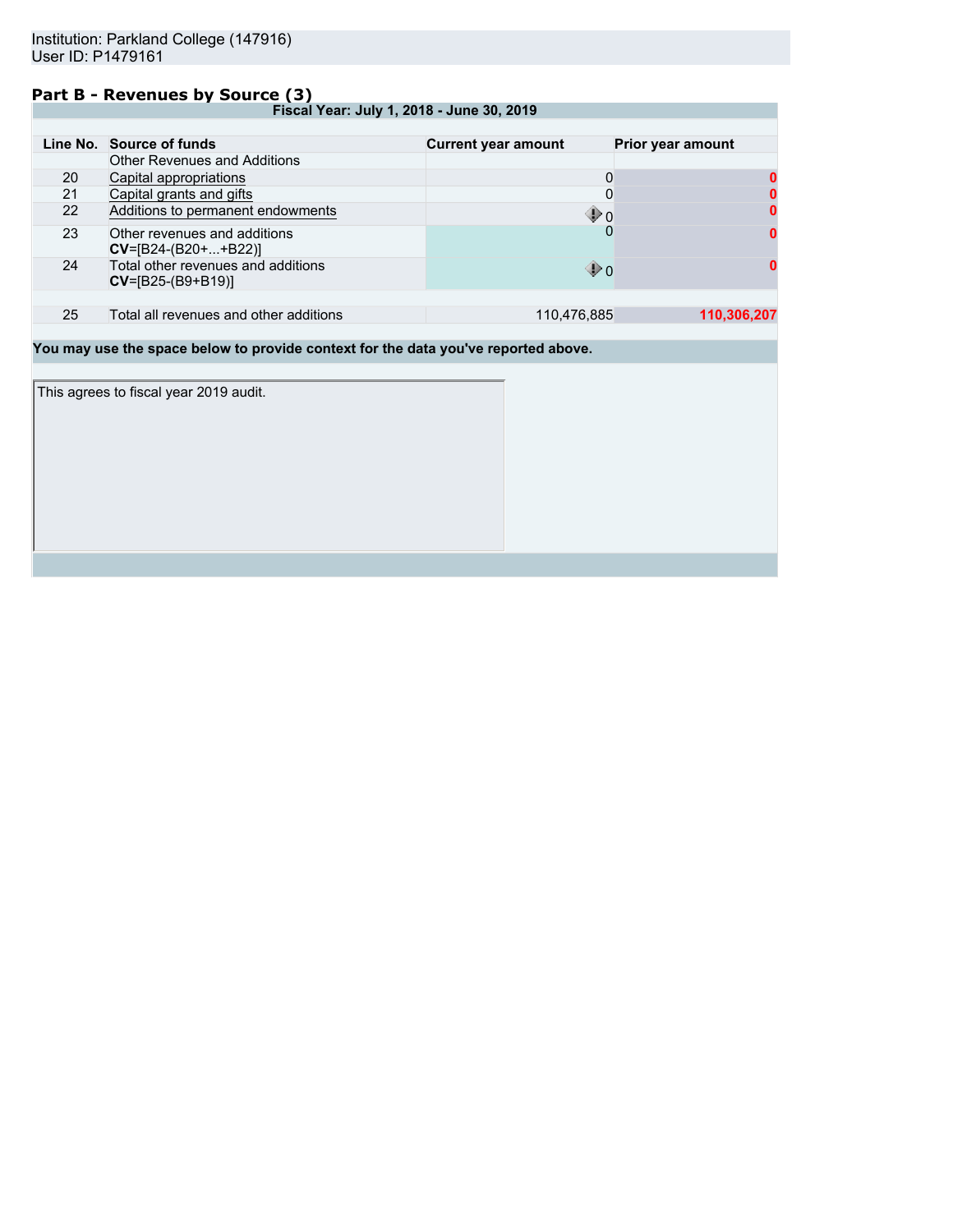Institution: Parkland College (147916)
User ID: P1479161

## Part B - Revenues by Source (3)

| Fiscal Year: July 1, 2018 - June 30, 2019 | | | |
|---|---|---|---|
| **Line No.** | **Source of funds** | **Current year amount** | **Prior year amount** |
| | Other Revenues and Additions | | |
| 20 | Capital appropriations | 0 | **0** |
| 21 | Capital grants and gifts | 0 | **0** |
| 22 | Additions to permanent endowments | 0 | **0** |
| 23 | Other revenues and additions **CV**=[B24-(B20+...+B22)] | 0 | **0** |
| 24 | Total other revenues and additions **CV**=[B25-(B9+B19)] | 0 | **0** |
| 25 | Total all revenues and other additions | 110,476,885 | **110,306,207** |

**You may use the space below to provide context for the data you've reported above.**

This agrees to fiscal year 2019 audit.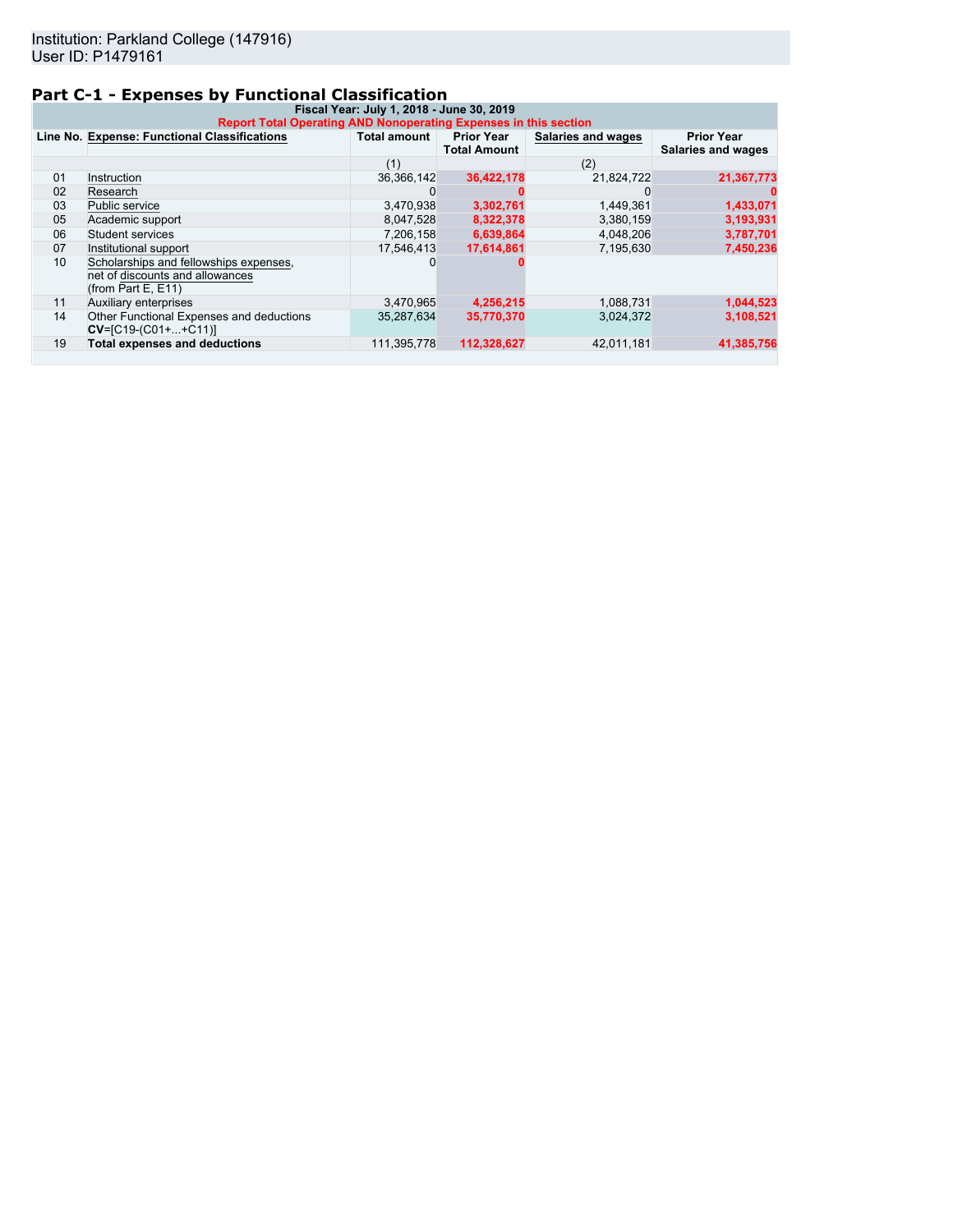Institution: Parkland College (147916)
User ID: P1479161

## Part C-1 - Expenses by Functional Classification

| Fiscal Year: July 1, 2018 - June 30, 2019 | | | | | |
|---|---|---|---|---|---|
| Report Total Operating AND Nonoperating Expenses in this section | | | | | |
| Line No. | Expense: Functional Classifications | Total amount | Prior Year Total Amount | Salaries and wages | Prior Year Salaries and wages |
| | | (1) | | (2) | |
| 01 | Instruction | 36,366,142 | 36,422,178 | 21,824,722 | 21,367,773 |
| 02 | Research | 0 | 0 | 0 | 0 |
| 03 | Public service | 3,470,938 | 3,302,761 | 1,449,361 | 1,433,071 |
| 05 | Academic support | 8,047,528 | 8,322,378 | 3,380,159 | 3,193,931 |
| 06 | Student services | 7,206,158 | 6,639,864 | 4,048,206 | 3,787,701 |
| 07 | Institutional support | 17,546,413 | 17,614,861 | 7,195,630 | 7,450,236 |
| 10 | Scholarships and fellowships expenses, net of discounts and allowances (from Part E, E11) | 0 | 0 | | |
| 11 | Auxiliary enterprises | 3,470,965 | 4,256,215 | 1,088,731 | 1,044,523 |
| 14 | Other Functional Expenses and deductions **CV**=[C19-(C01+...+C11)] | 35,287,634 | 35,770,370 | 3,024,372 | 3,108,521 |
| 19 | **Total expenses and deductions** | 111,395,778 | 112,328,627 | 42,011,181 | 41,385,756 |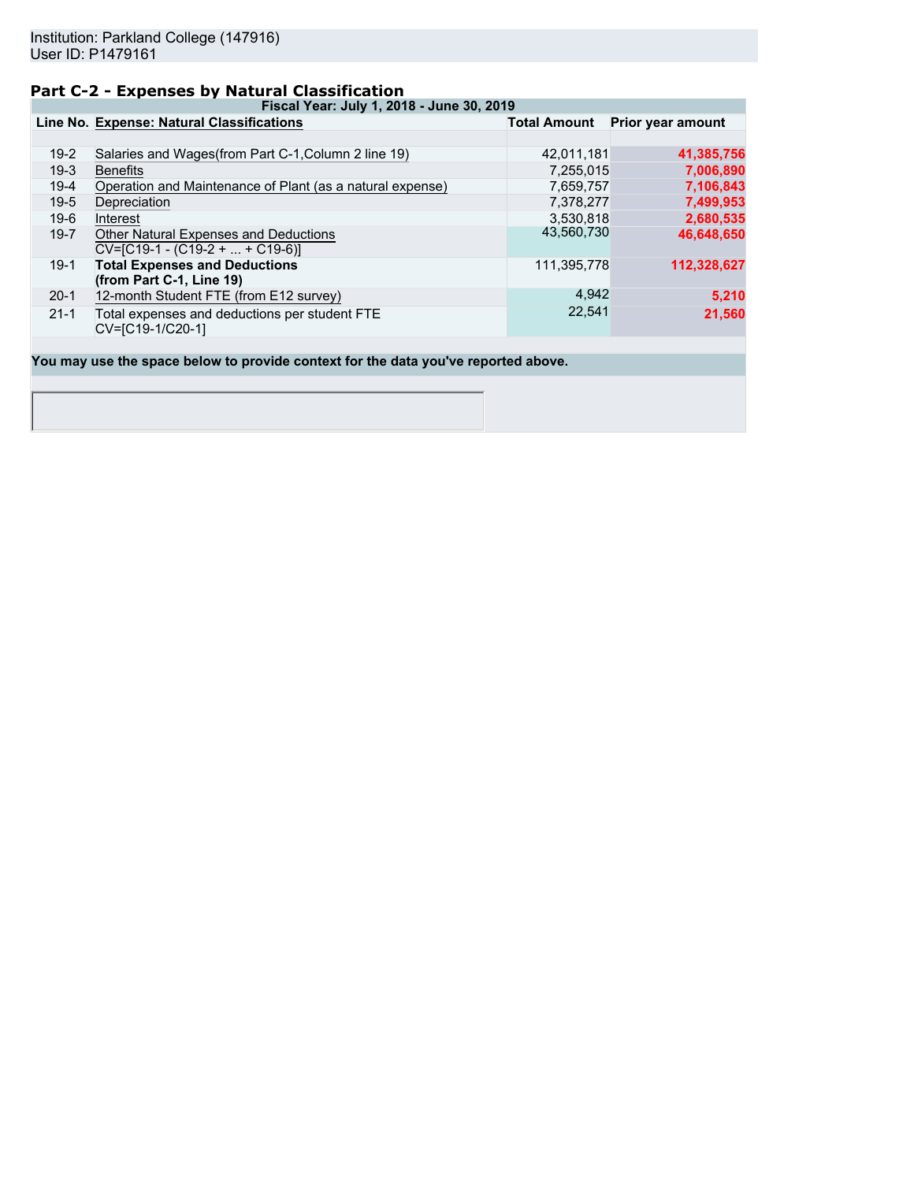Institution: Parkland College (147916)
User ID: P1479161

## Part C-2 - Expenses by Natural Classification

| Fiscal Year: July 1, 2018 - June 30, 2019 | | | |
|---|---|---|---|
| **Line No.** | **Expense: Natural Classifications** | **Total Amount** | **Prior year amount** |
| 19-2 | Salaries and Wages(from Part C-1,Column 2 line 19) | 42,011,181 | **41,385,756** |
| 19-3 | Benefits | 7,255,015 | **7,006,890** |
| 19-4 | Operation and Maintenance of Plant (as a natural expense) | 7,659,757 | **7,106,843** |
| 19-5 | Depreciation | 7,378,277 | **7,499,953** |
| 19-6 | Interest | 3,530,818 | **2,680,535** |
| 19-7 | Other Natural Expenses and Deductions CV=[C19-1 - (C19-2 + ... + C19-6)] | 43,560,730 | **46,648,650** |
| 19-1 | **Total Expenses and Deductions (from Part C-1, Line 19)** | 111,395,778 | **112,328,627** |
| 20-1 | 12-month Student FTE (from E12 survey) | 4,942 | **5,210** |
| 21-1 | Total expenses and deductions per student FTE CV=[C19-1/C20-1] | 22,541 | **21,560** |

**You may use the space below to provide context for the data you've reported above.**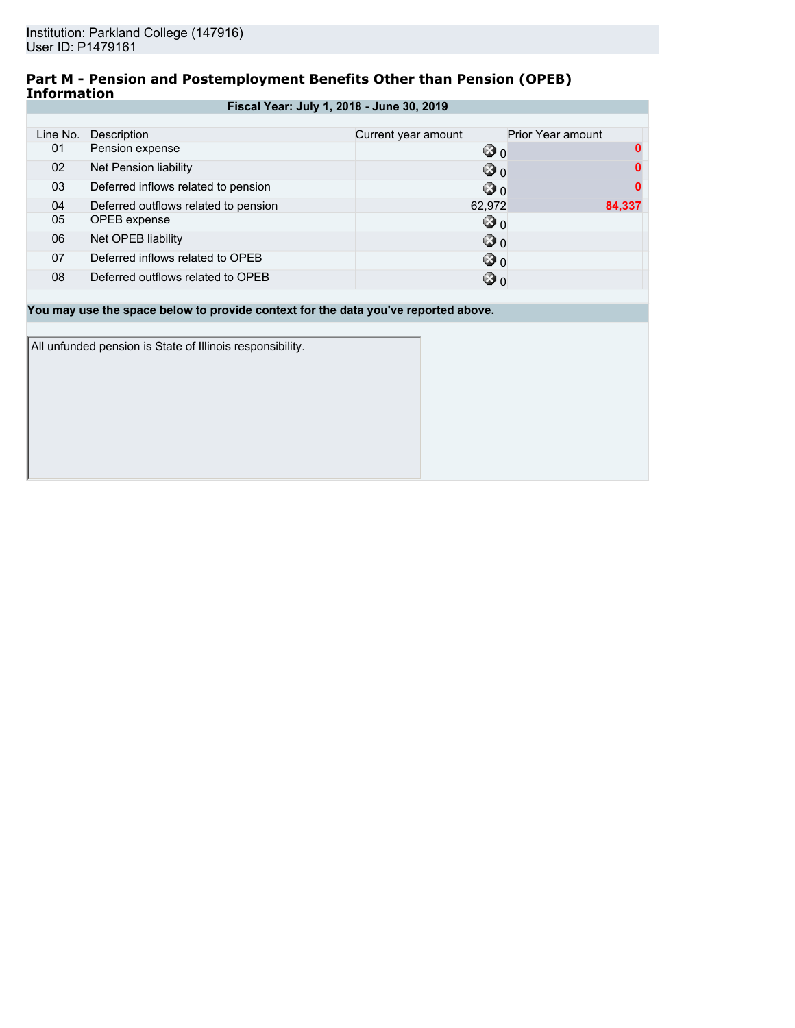Institution: Parkland College (147916)
User ID: P1479161

## Part M - Pension and Postemployment Benefits Other than Pension (OPEB) Information

**Fiscal Year: July 1, 2018 - June 30, 2019**

| Line No. | Description | Current year amount | Prior Year amount |
|---|---|---|---|
| 01 | Pension expense | 0 | 0 |
| 02 | Net Pension liability | 0 | 0 |
| 03 | Deferred inflows related to pension | 0 | 0 |
| 04 | Deferred outflows related to pension | 62,972 | 84,337 |
| 05 | OPEB expense | 0 | |
| 06 | Net OPEB liability | 0 | |
| 07 | Deferred inflows related to OPEB | 0 | |
| 08 | Deferred outflows related to OPEB | 0 | |

**You may use the space below to provide context for the data you've reported above.**

All unfunded pension is State of Illinois responsibility.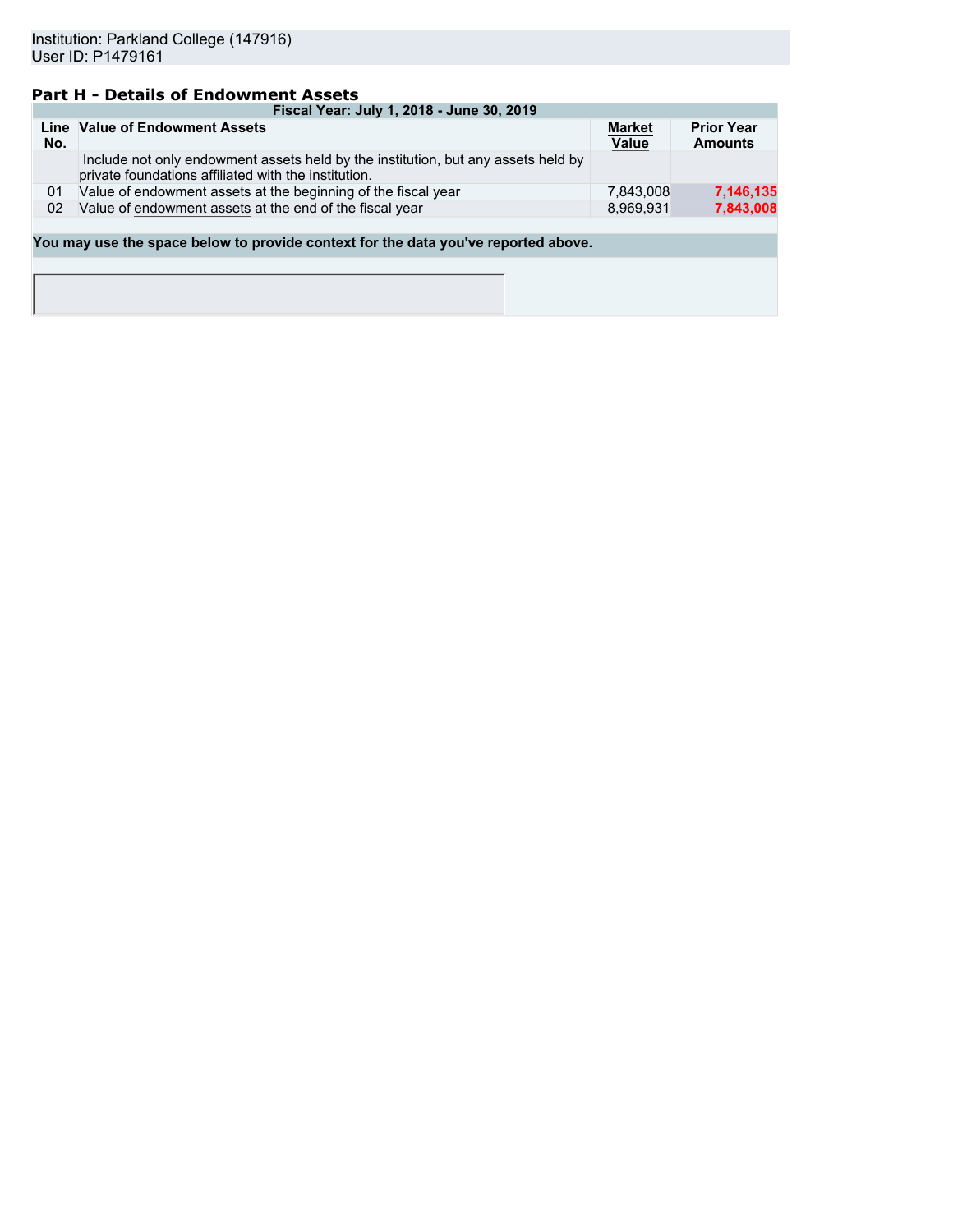Institution: Parkland College (147916)
User ID: P1479161

## Part H - Details of Endowment Assets

| Fiscal Year: July 1, 2018 - June 30, 2019 | | | |
|---|---|---|---|
| Line No. | Value of Endowment Assets | Market Value | Prior Year Amounts |
| | Include not only endowment assets held by the institution, but any assets held by private foundations affiliated with the institution. | | |
| 01 | Value of endowment assets at the beginning of the fiscal year | 7,843,008 | 7,146,135 |
| 02 | Value of endowment assets at the end of the fiscal year | 8,969,931 | 7,843,008 |

**You may use the space below to provide context for the data you've reported above.**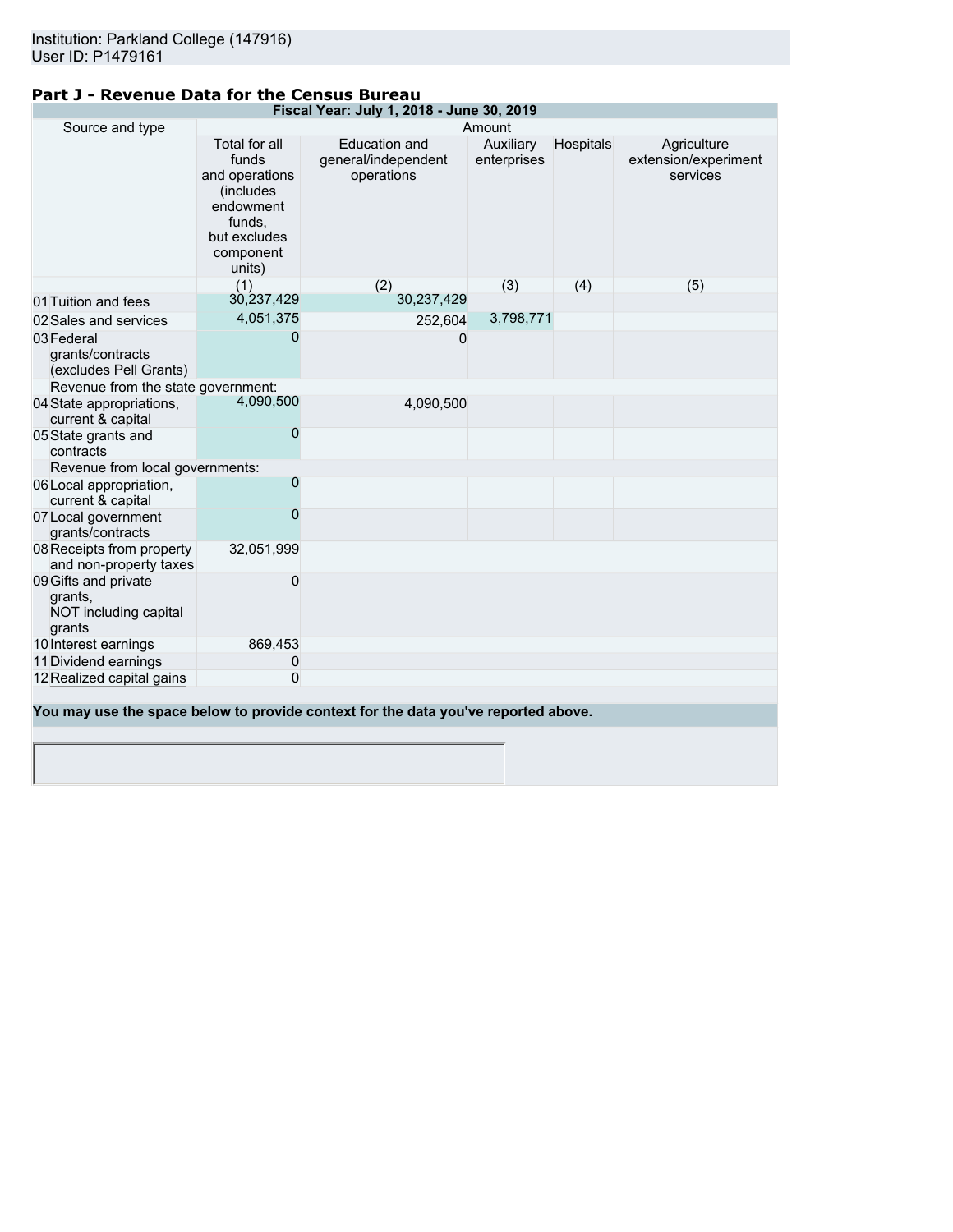Institution: Parkland College (147916)
User ID: P1479161

## Part J - Revenue Data for the Census Bureau

| Fiscal Year: July 1, 2018 - June 30, 2019 | | | | | |
|---|---|---|---|---|---|
| Source and type | Amount | | | | |
| | Total for all funds and operations (includes endowment funds, but excludes component units) | Education and general/independent operations | Auxiliary enterprises | Hospitals | Agriculture extension/experiment services |
| | (1) | (2) | (3) | (4) | (5) |
| 01 Tuition and fees | 30,237,429 | 30,237,429 | | | |
| 02 Sales and services | 4,051,375 | 252,604 | 3,798,771 | | |
| 03 Federal grants/contracts (excludes Pell Grants) | 0 | 0 | | | |
| Revenue from the state government: | | | | | |
| 04 State appropriations, current & capital | 4,090,500 | 4,090,500 | | | |
| 05 State grants and contracts | 0 | | | | |
| Revenue from local governments: | | | | | |
| 06 Local appropriation, current & capital | 0 | | | | |
| 07 Local government grants/contracts | 0 | | | | |
| 08 Receipts from property and non-property taxes | 32,051,999 | | | | |
| 09 Gifts and private grants, NOT including capital grants | 0 | | | | |
| 10 Interest earnings | 869,453 | | | | |
| 11 Dividend earnings | 0 | | | | |
| 12 Realized capital gains | 0 | | | | |

**You may use the space below to provide context for the data you've reported above.**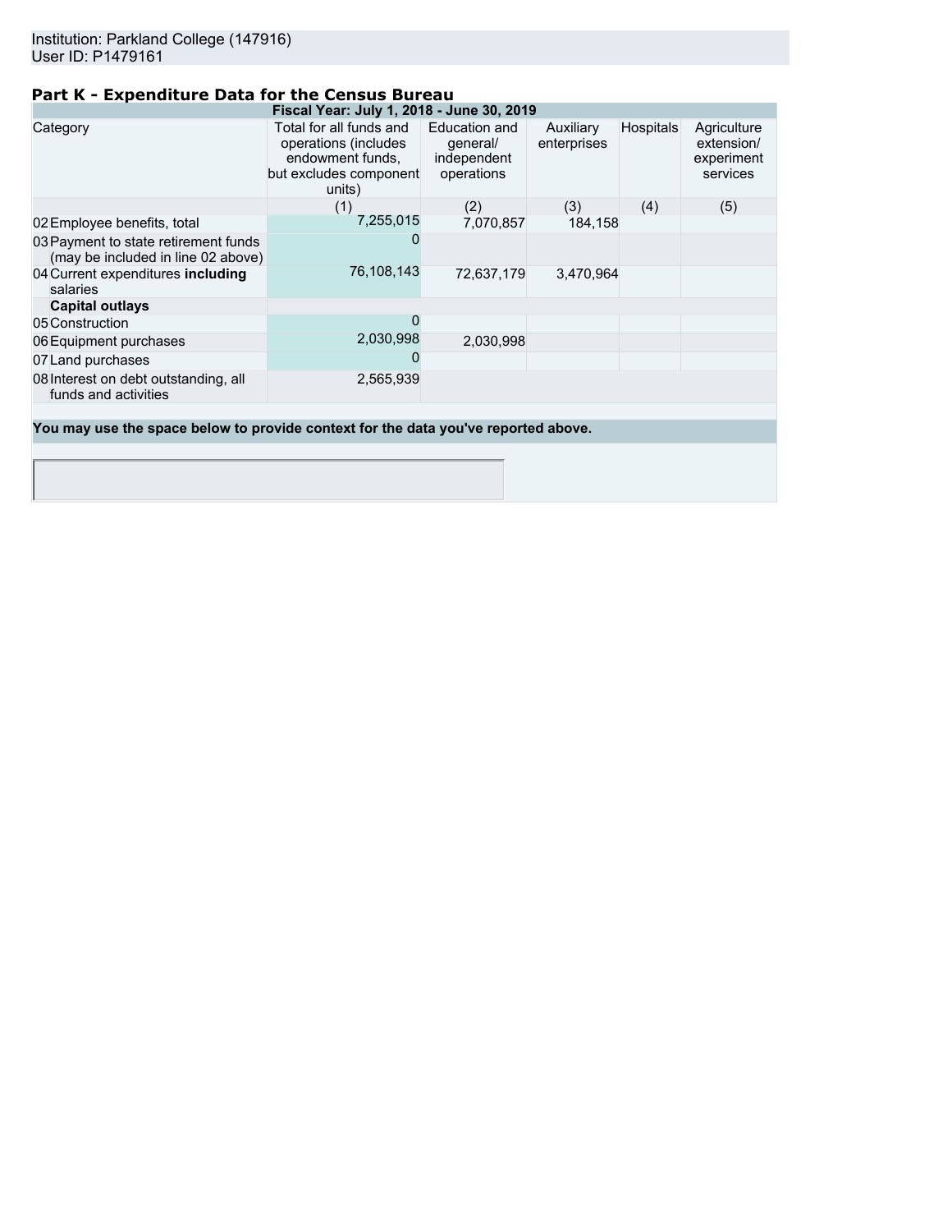Institution: Parkland College (147916)
User ID: P1479161

## Part K - Expenditure Data for the Census Bureau

| Fiscal Year: July 1, 2018 - June 30, 2019 | | | | | |
|---|---|---|---|---|---|
| Category | Total for all funds and operations (includes endowment funds, but excludes component units) | Education and general/ independent operations | Auxiliary enterprises | Hospitals | Agriculture extension/ experiment services |
| | (1) | (2) | (3) | (4) | (5) |
| 02 Employee benefits, total | 7,255,015 | 7,070,857 | 184,158 | | |
| 03 Payment to state retirement funds (may be included in line 02 above) | 0 | | | | |
| 04 Current expenditures **including** salaries | 76,108,143 | 72,637,179 | 3,470,964 | | |
| **Capital outlays** | | | | | |
| 05 Construction | 0 | | | | |
| 06 Equipment purchases | 2,030,998 | 2,030,998 | | | |
| 07 Land purchases | 0 | | | | |
| 08 Interest on debt outstanding, all funds and activities | 2,565,939 | | | | |

**You may use the space below to provide context for the data you've reported above.**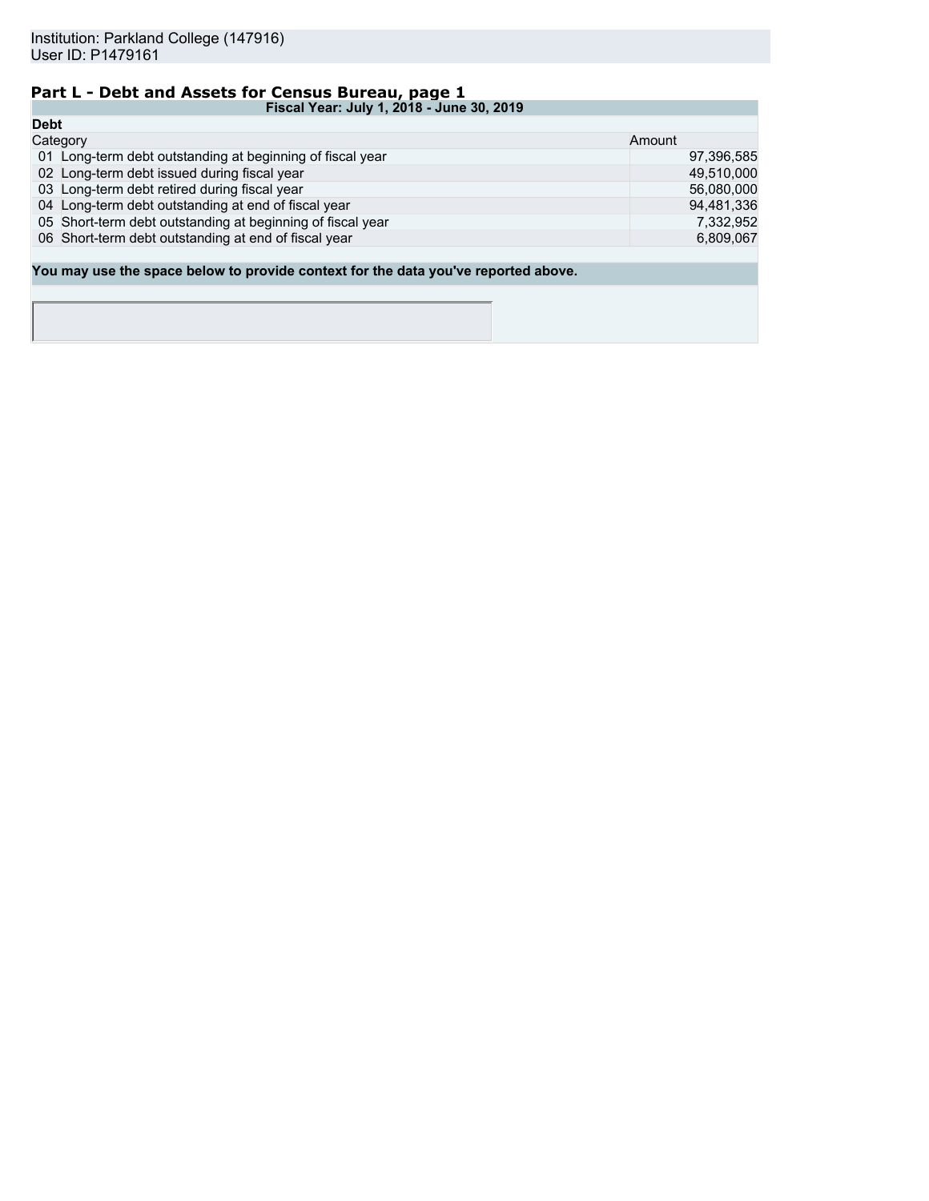Institution: Parkland College (147916)
User ID: P1479161

## Part L - Debt and Assets for Census Bureau, page 1

| Fiscal Year: July 1, 2018 - June 30, 2019 | |
|---|---|
| **Debt** | |
| Category | Amount |
| 01 Long-term debt outstanding at beginning of fiscal year | 97,396,585 |
| 02 Long-term debt issued during fiscal year | 49,510,000 |
| 03 Long-term debt retired during fiscal year | 56,080,000 |
| 04 Long-term debt outstanding at end of fiscal year | 94,481,336 |
| 05 Short-term debt outstanding at beginning of fiscal year | 7,332,952 |
| 06 Short-term debt outstanding at end of fiscal year | 6,809,067 |

**You may use the space below to provide context for the data you've reported above.**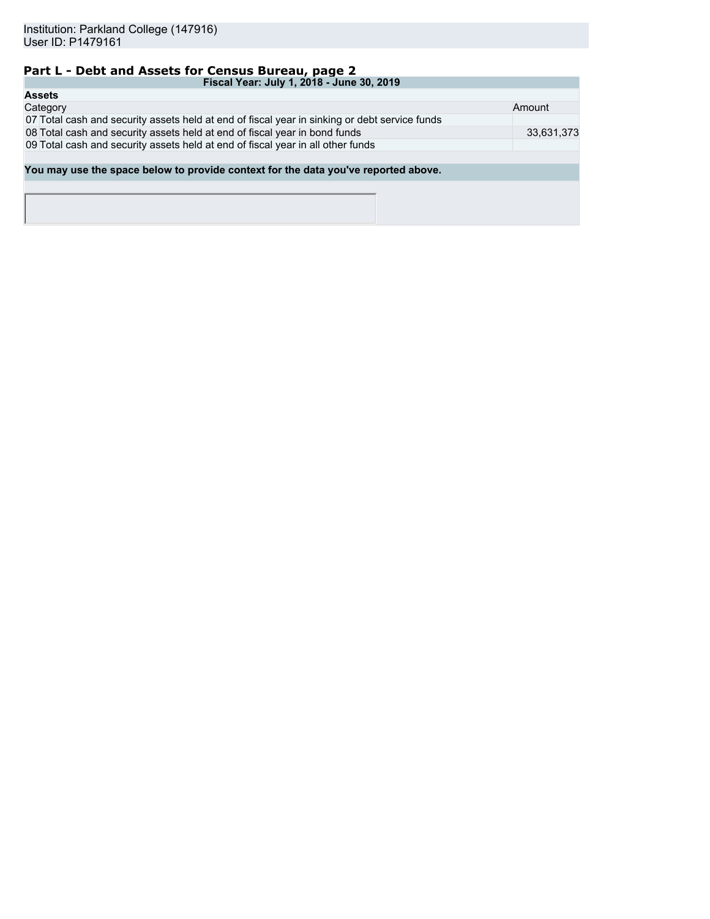Institution: Parkland College (147916)
User ID: P1479161

## Part L - Debt and Assets for Census Bureau, page 2

| Fiscal Year: July 1, 2018 - June 30, 2019 | | |
|---|---|---|
| **Assets** | | |
| Category | | Amount |
| 07 | Total cash and security assets held at end of fiscal year in sinking or debt service funds | |
| 08 | Total cash and security assets held at end of fiscal year in bond funds | 33,631,373 |
| 09 | Total cash and security assets held at end of fiscal year in all other funds | |

**You may use the space below to provide context for the data you've reported above.**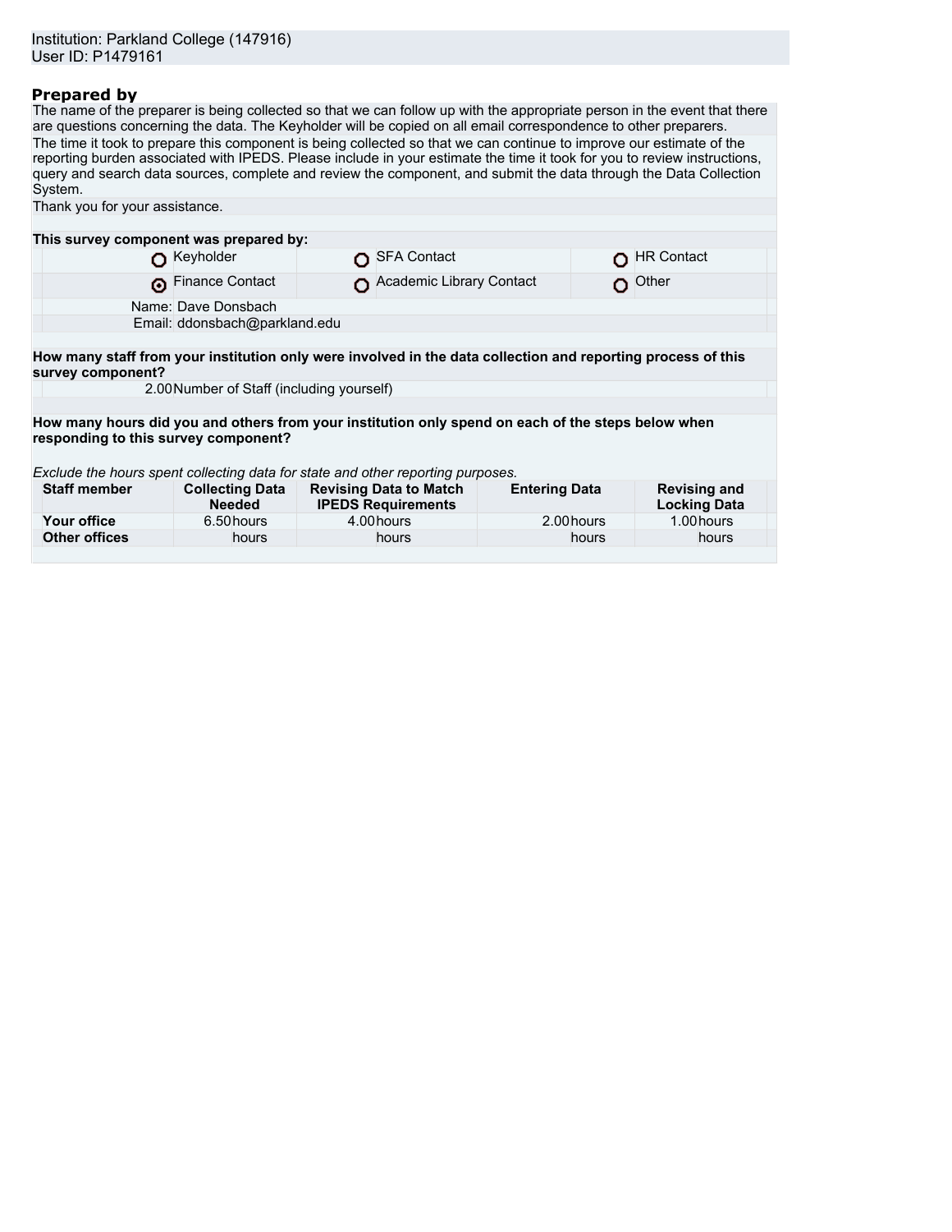Institution: Parkland College (147916)
User ID: P1479161

## Prepared by

The name of the preparer is being collected so that we can follow up with the appropriate person in the event that there are questions concerning the data. The Keyholder will be copied on all email correspondence to other preparers.

The time it took to prepare this component is being collected so that we can continue to improve our estimate of the reporting burden associated with IPEDS. Please include in your estimate the time it took for you to review instructions, query and search data sources, complete and review the component, and submit the data through the Data Collection System.

Thank you for your assistance.

**This survey component was prepared by:**

| | | |
|---|---|---|
| ○ Keyholder | ○ SFA Contact | ○ HR Contact |
| ◉ Finance Contact | ○ Academic Library Contact | ○ Other |

Name: Dave Donsbach
Email: ddonsbach@parkland.edu

**How many staff from your institution only were involved in the data collection and reporting process of this survey component?**

2.00 Number of Staff (including yourself)

**How many hours did you and others from your institution only spend on each of the steps below when responding to this survey component?**

*Exclude the hours spent collecting data for state and other reporting purposes.*

| Staff member | Collecting Data Needed | Revising Data to Match IPEDS Requirements | Entering Data | Revising and Locking Data |
|---|---|---|---|---|
| **Your office** | 6.50 hours | 4.00 hours | 2.00 hours | 1.00 hours |
| **Other offices** | hours | hours | hours | hours |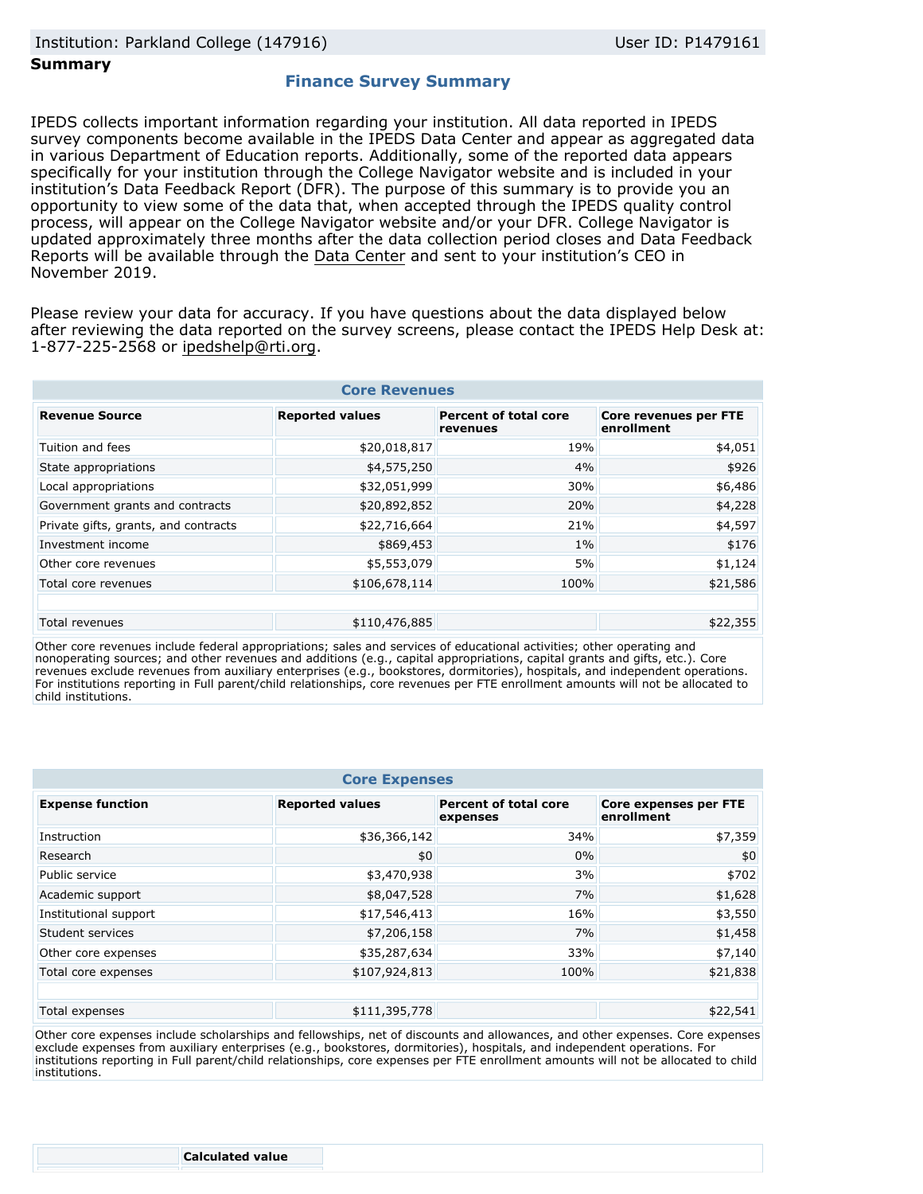Institution: Parkland College (147916) | User ID: P1479161

**Summary**

## Finance Survey Summary

IPEDS collects important information regarding your institution. All data reported in IPEDS survey components become available in the IPEDS Data Center and appear as aggregated data in various Department of Education reports. Additionally, some of the reported data appears specifically for your institution through the College Navigator website and is included in your institution's Data Feedback Report (DFR). The purpose of this summary is to provide you an opportunity to view some of the data that, when accepted through the IPEDS quality control process, will appear on the College Navigator website and/or your DFR. College Navigator is updated approximately three months after the data collection period closes and Data Feedback Reports will be available through the Data Center and sent to your institution's CEO in November 2019.

Please review your data for accuracy. If you have questions about the data displayed below after reviewing the data reported on the survey screens, please contact the IPEDS Help Desk at: 1-877-225-2568 or ipedshelp@rti.org.

### Core Revenues

| Revenue Source | Reported values | Percent of total core revenues | Core revenues per FTE enrollment |
|---|---|---|---|
| Tuition and fees | $20,018,817 | 19% | $4,051 |
| State appropriations | $4,575,250 | 4% | $926 |
| Local appropriations | $32,051,999 | 30% | $6,486 |
| Government grants and contracts | $20,892,852 | 20% | $4,228 |
| Private gifts, grants, and contracts | $22,716,664 | 21% | $4,597 |
| Investment income | $869,453 | 1% | $176 |
| Other core revenues | $5,553,079 | 5% | $1,124 |
| Total core revenues | $106,678,114 | 100% | $21,586 |
| | | | |
| Total revenues | $110,476,885 | | $22,355 |

Other core revenues include federal appropriations; sales and services of educational activities; other operating and nonoperating sources; and other revenues and additions (e.g., capital appropriations, capital grants and gifts, etc.). Core revenues exclude revenues from auxiliary enterprises (e.g., bookstores, dormitories), hospitals, and independent operations. For institutions reporting in Full parent/child relationships, core revenues per FTE enrollment amounts will not be allocated to child institutions.

### Core Expenses

| Expense function | Reported values | Percent of total core expenses | Core expenses per FTE enrollment |
|---|---|---|---|
| Instruction | $36,366,142 | 34% | $7,359 |
| Research | $0 | 0% | $0 |
| Public service | $3,470,938 | 3% | $702 |
| Academic support | $8,047,528 | 7% | $1,628 |
| Institutional support | $17,546,413 | 16% | $3,550 |
| Student services | $7,206,158 | 7% | $1,458 |
| Other core expenses | $35,287,634 | 33% | $7,140 |
| Total core expenses | $107,924,813 | 100% | $21,838 |
| | | | |
| Total expenses | $111,395,778 | | $22,541 |

Other core expenses include scholarships and fellowships, net of discounts and allowances, and other expenses. Core expenses exclude expenses from auxiliary enterprises (e.g., bookstores, dormitories), hospitals, and independent operations. For institutions reporting in Full parent/child relationships, core expenses per FTE enrollment amounts will not be allocated to child institutions.

| | Calculated value |
|---|---|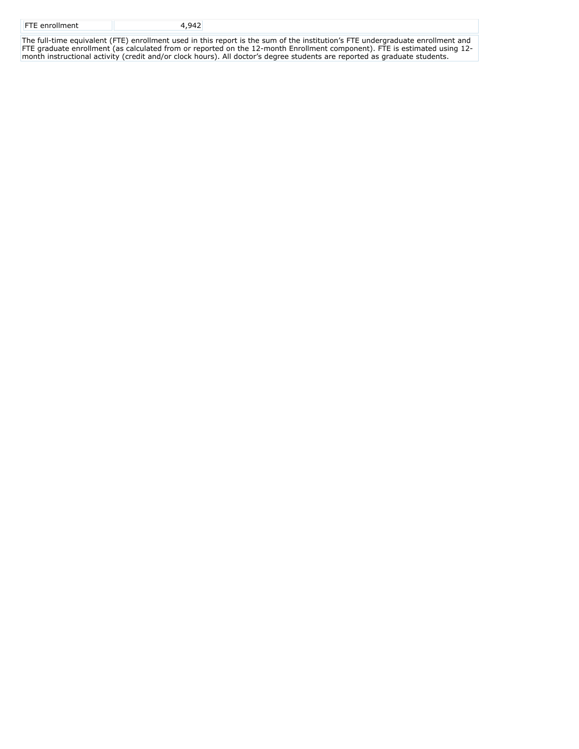| FTE enrollment | 4,942 |
| --- | --- |

The full-time equivalent (FTE) enrollment used in this report is the sum of the institution's FTE undergraduate enrollment and FTE graduate enrollment (as calculated from or reported on the 12-month Enrollment component). FTE is estimated using 12-month instructional activity (credit and/or clock hours). All doctor's degree students are reported as graduate students.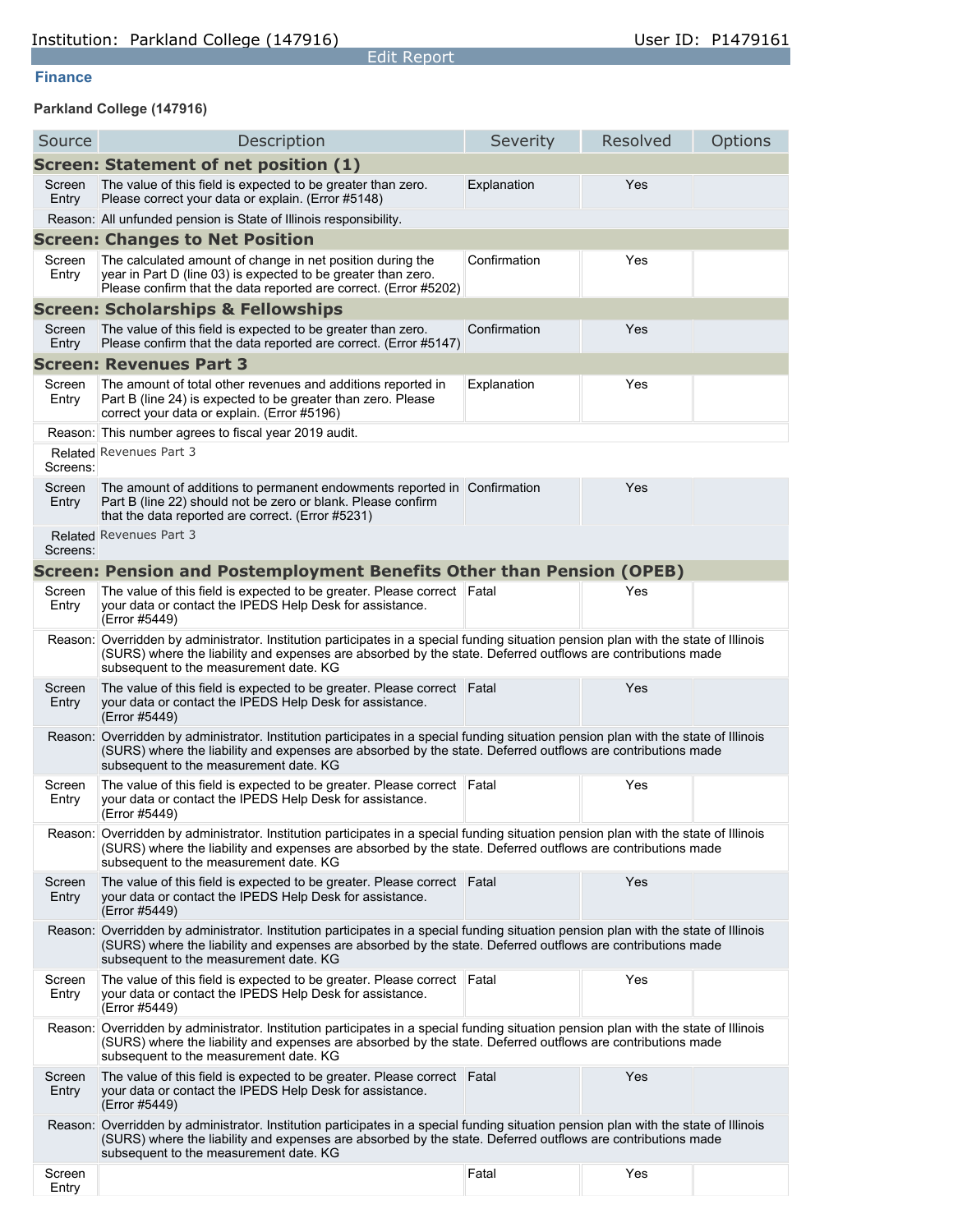Institution: Parkland College (147916)

User ID: P1479161

Edit Report

**Finance**

**Parkland College (147916)**

| Source | Description | Severity | Resolved | Options |
|---|---|---|---|---|
| **Screen: Statement of net position (1)** | | | | |
| Screen Entry | The value of this field is expected to be greater than zero. Please correct your data or explain. (Error #5148) | Explanation | Yes | |
| Reason: | All unfunded pension is State of Illinois responsibility. | | | |
| **Screen: Changes to Net Position** | | | | |
| Screen Entry | The calculated amount of change in net position during the year in Part D (line 03) is expected to be greater than zero. Please confirm that the data reported are correct. (Error #5202) | Confirmation | Yes | |
| **Screen: Scholarships & Fellowships** | | | | |
| Screen Entry | The value of this field is expected to be greater than zero. Please confirm that the data reported are correct. (Error #5147) | Confirmation | Yes | |
| **Screen: Revenues Part 3** | | | | |
| Screen Entry | The amount of total other revenues and additions reported in Part B (line 24) is expected to be greater than zero. Please correct your data or explain. (Error #5196) | Explanation | Yes | |
| Reason: | This number agrees to fiscal year 2019 audit. | | | |
| Related Screens: | Revenues Part 3 | | | |
| Screen Entry | The amount of additions to permanent endowments reported in Part B (line 22) should not be zero or blank. Please confirm that the data reported are correct. (Error #5231) | Confirmation | Yes | |
| Related Screens: | Revenues Part 3 | | | |
| **Screen: Pension and Postemployment Benefits Other than Pension (OPEB)** | | | | |
| Screen Entry | The value of this field is expected to be greater. Please correct your data or contact the IPEDS Help Desk for assistance. (Error #5449) | Fatal | Yes | |
| Reason: | Overridden by administrator. Institution participates in a special funding situation pension plan with the state of Illinois (SURS) where the liability and expenses are absorbed by the state. Deferred outflows are contributions made subsequent to the measurement date. KG | | | |
| Screen Entry | The value of this field is expected to be greater. Please correct your data or contact the IPEDS Help Desk for assistance. (Error #5449) | Fatal | Yes | |
| Reason: | Overridden by administrator. Institution participates in a special funding situation pension plan with the state of Illinois (SURS) where the liability and expenses are absorbed by the state. Deferred outflows are contributions made subsequent to the measurement date. KG | | | |
| Screen Entry | The value of this field is expected to be greater. Please correct your data or contact the IPEDS Help Desk for assistance. (Error #5449) | Fatal | Yes | |
| Reason: | Overridden by administrator. Institution participates in a special funding situation pension plan with the state of Illinois (SURS) where the liability and expenses are absorbed by the state. Deferred outflows are contributions made subsequent to the measurement date. KG | | | |
| Screen Entry | The value of this field is expected to be greater. Please correct your data or contact the IPEDS Help Desk for assistance. (Error #5449) | Fatal | Yes | |
| Reason: | Overridden by administrator. Institution participates in a special funding situation pension plan with the state of Illinois (SURS) where the liability and expenses are absorbed by the state. Deferred outflows are contributions made subsequent to the measurement date. KG | | | |
| Screen Entry | The value of this field is expected to be greater. Please correct your data or contact the IPEDS Help Desk for assistance. (Error #5449) | Fatal | Yes | |
| Reason: | Overridden by administrator. Institution participates in a special funding situation pension plan with the state of Illinois (SURS) where the liability and expenses are absorbed by the state. Deferred outflows are contributions made subsequent to the measurement date. KG | | | |
| Screen Entry | The value of this field is expected to be greater. Please correct your data or contact the IPEDS Help Desk for assistance. (Error #5449) | Fatal | Yes | |
| Reason: | Overridden by administrator. Institution participates in a special funding situation pension plan with the state of Illinois (SURS) where the liability and expenses are absorbed by the state. Deferred outflows are contributions made subsequent to the measurement date. KG | | | |
| Screen Entry | | Fatal | Yes | |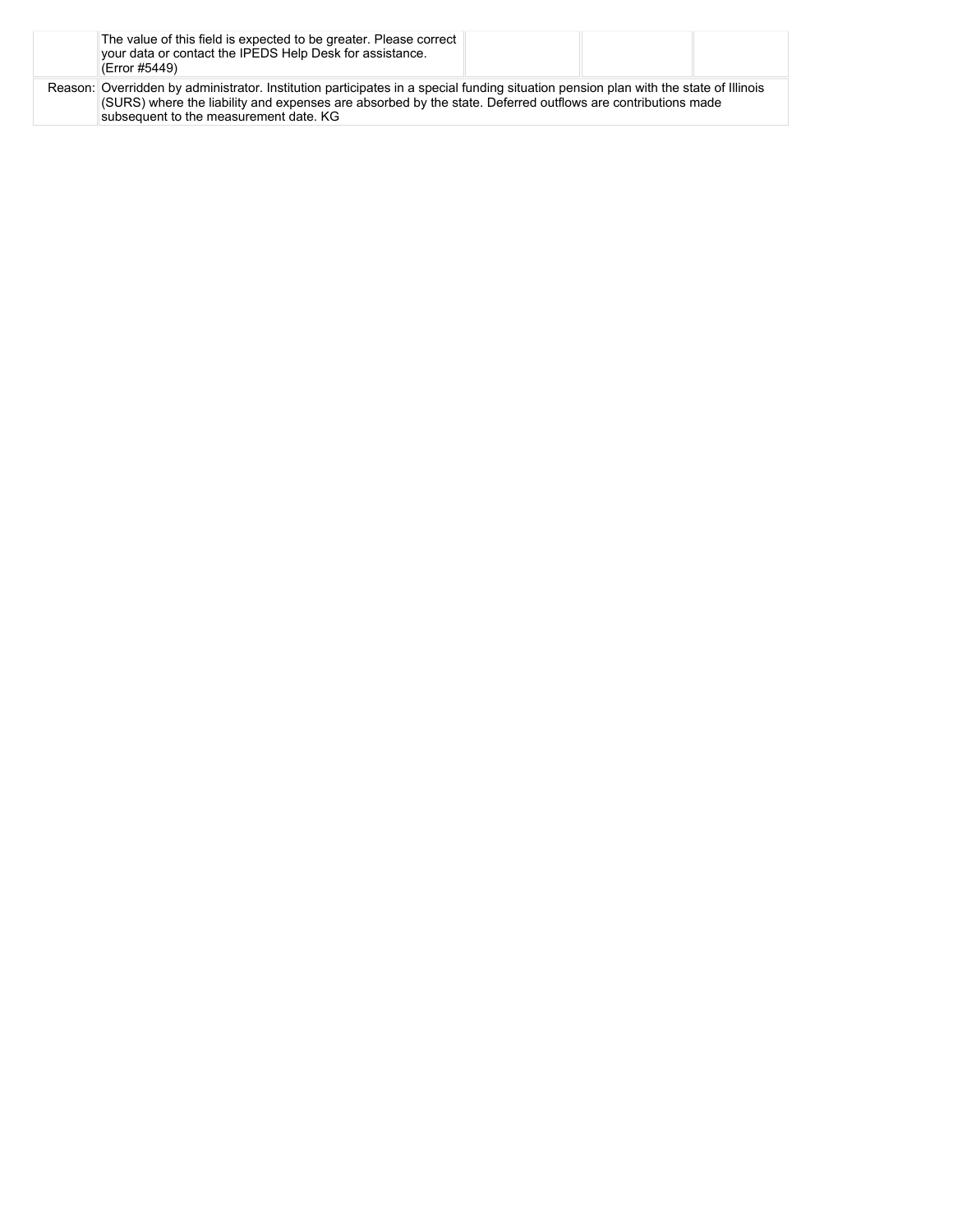| | | | | |
|---|---|---|---|---|
| | The value of this field is expected to be greater. Please correct your data or contact the IPEDS Help Desk for assistance. (Error #5449) | | | |
| Reason: | Overridden by administrator. Institution participates in a special funding situation pension plan with the state of Illinois (SURS) where the liability and expenses are absorbed by the state. Deferred outflows are contributions made subsequent to the measurement date. KG | | | |